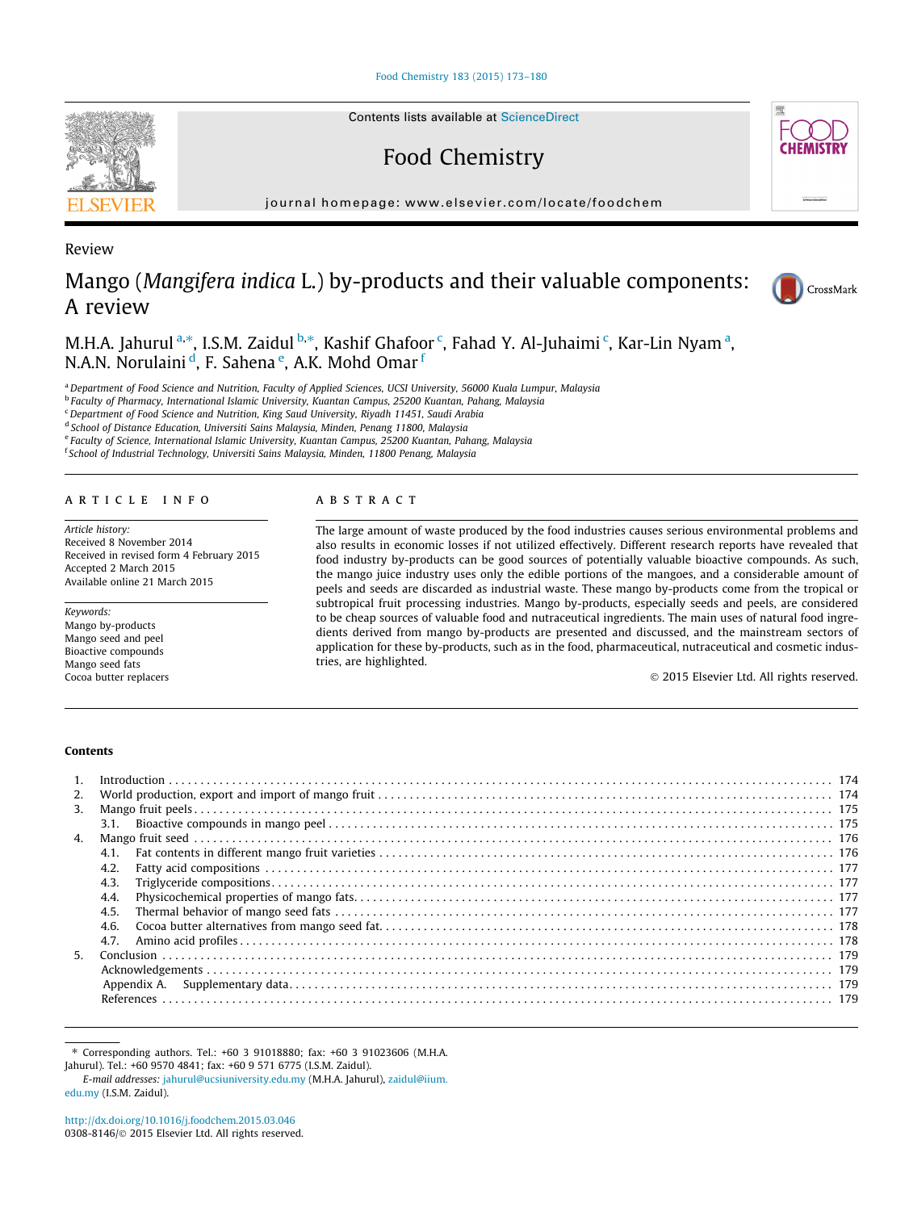Review

# Mango (*Mangifera indica* L.) by-products and their valuable components: A review

M.H.A. Jahurul [a,*], I.S.M. Zaidul [b,*], Kashif Ghafoor [c], Fahad Y. Al-Juhaimi [c], Kar-Lin Nyam [a], N.A.N. Norulaini [d], F. Sahena [e], A.K. Mohd Omar [f]

[a] Department of Food Science and Nutrition, Faculty of Applied Sciences, UCSI University, 56000 Kuala Lumpur, Malaysia
[b] Faculty of Pharmacy, International Islamic University, Kuantan Campus, 25200 Kuantan, Pahang, Malaysia
[c] Department of Food Science and Nutrition, King Saud University, Riyadh 11451, Saudi Arabia
[d] School of Distance Education, Universiti Sains Malaysia, Minden, Penang 11800, Malaysia
[e] Faculty of Science, International Islamic University, Kuantan Campus, 25200 Kuantan, Pahang, Malaysia
[f] School of Industrial Technology, Universiti Sains Malaysia, Minden, 11800 Penang, Malaysia

## ARTICLE INFO

*Article history:*
Received 8 November 2014
Received in revised form 4 February 2015
Accepted 2 March 2015
Available online 21 March 2015

*Keywords:*
Mango by-products
Mango seed and peel
Bioactive compounds
Mango seed fats
Cocoa butter replacers

## ABSTRACT

The large amount of waste produced by the food industries causes serious environmental problems and also results in economic losses if not utilized effectively. Different research reports have revealed that food industry by-products can be good sources of potentially valuable bioactive compounds. As such, the mango juice industry uses only the edible portions of the mangoes, and a considerable amount of peels and seeds are discarded as industrial waste. These mango by-products come from the tropical or subtropical fruit processing industries. Mango by-products, especially seeds and peels, are considered to be cheap sources of valuable food and nutraceutical ingredients. The main uses of natural food ingredients derived from mango by-products are presented and discussed, and the mainstream sectors of application for these by-products, such as in the food, pharmaceutical, nutraceutical and cosmetic industries, are highlighted.

© 2015 Elsevier Ltd. All rights reserved.

## Contents

1. Introduction . . . 174
2. World production, export and import of mango fruit . . . 174
3. Mango fruit peels . . . 175
   3.1. Bioactive compounds in mango peel . . . 175
4. Mango fruit seed . . . 176
   4.1. Fat contents in different mango fruit varieties . . . 176
   4.2. Fatty acid compositions . . . 177
   4.3. Triglyceride compositions . . . 177
   4.4. Physicochemical properties of mango fats . . . 177
   4.5. Thermal behavior of mango seed fats . . . 177
   4.6. Cocoa butter alternatives from mango seed fat . . . 178
   4.7. Amino acid profiles . . . 178
5. Conclusion . . . 179
   Acknowledgements . . . 179
   Appendix A. Supplementary data . . . 179
   References . . . 179

---

\* Corresponding authors. Tel.: +60 3 91018880; fax: +60 3 91023606 (M.H.A. Jahurul). Tel.: +60 9570 4841; fax: +60 9 571 6775 (I.S.M. Zaidul).
*E-mail addresses:* jahurul@ucsiuniversity.edu.my (M.H.A. Jahurul), zaidul@iium.edu.my (I.S.M. Zaidul).

http://dx.doi.org/10.1016/j.foodchem.2015.03.046
0308-8146/© 2015 Elsevier Ltd. All rights reserved.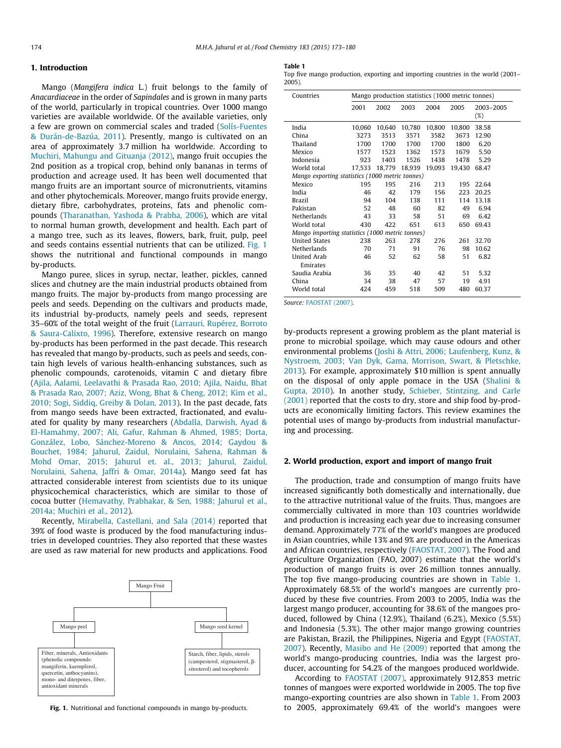## 1. Introduction

Mango (*Mangifera indica* L.) fruit belongs to the family of *Anacardiaceae* in the order of *Sapindales* and is grown in many parts of the world, particularly in tropical countries. Over 1000 mango varieties are available worldwide. Of the available varieties, only a few are grown on commercial scales and traded (Solís-Fuentes & Durán-de-Bazúa, 2011). Presently, mango is cultivated on an area of approximately 3.7 million ha worldwide. According to Muchiri, Mahungu and Gituanja (2012), mango fruit occupies the 2nd position as a tropical crop, behind only bananas in terms of production and acreage used. It has been well documented that mango fruits are an important source of micronutrients, vitamins and other phytochemicals. Moreover, mango fruits provide energy, dietary fibre, carbohydrates, proteins, fats and phenolic compounds (Tharanathan, Yashoda & Prabha, 2006), which are vital to normal human growth, development and health. Each part of a mango tree, such as its leaves, flowers, bark, fruit, pulp, peel and seeds contains essential nutrients that can be utilized. Fig. 1 shows the nutritional and functional compounds in mango by-products.

Mango puree, slices in syrup, nectar, leather, pickles, canned slices and chutney are the main industrial products obtained from mango fruits. The major by-products from mango processing are peels and seeds. Depending on the cultivars and products made, its industrial by-products, namely peels and seeds, represent 35–60% of the total weight of the fruit (Larrauri, Rupérez, Borroto & Saura-Calixto, 1996). Therefore, extensive research on mango by-products has been performed in the past decade. This research has revealed that mango by-products, such as peels and seeds, contain high levels of various health-enhancing substances, such as phenolic compounds, carotenoids, vitamin C and dietary fibre (Ajila, Aalami, Leelavathi & Prasada Rao, 2010; Ajila, Naidu, Bhat & Prasada Rao, 2007; Aziz, Wong, Bhat & Cheng, 2012; Kim et al., 2010; Sogi, Siddiq, Greiby & Dolan, 2013). In the past decade, fats from mango seeds have been extracted, fractionated, and evaluated for quality by many researchers (Abdalla, Darwish, Ayad & El-Hamahmy, 2007; Ali, Gafur, Rahman & Ahmed, 1985; Dorta, González, Lobo, Sánchez-Moreno & Ancos, 2014; Gaydou & Bouchet, 1984; Jahurul, Zaidul, Norulaini, Sahena, Rahman & Mohd Omar, 2015; Jahurul et. al., 2013; Jahurul, Zaidul, Norulaini, Sahena, Jaffri & Omar, 2014a). Mango seed fat has attracted considerable interest from scientists due to its unique physicochemical characteristics, which are similar to those of cocoa butter (Hemavathy, Prabhakar, & Sen, 1988; Jahurul et al., 2014a; Muchiri et al., 2012).

Recently, Mirabella, Castellani, and Sala (2014) reported that 39% of food waste is produced by the food manufacturing industries in developed countries. They also reported that these wastes are used as raw material for new products and applications. Food by-products represent a growing problem as the plant material is prone to microbial spoilage, which may cause odours and other environmental problems (Joshi & Attri, 2006; Laufenberg, Kunz, & Nystroem, 2003; Van Dyk, Gama, Morrison, Swart, & Pletschke, 2013). For example, approximately $10 million is spent annually on the disposal of only apple pomace in the USA (Shalini & Gupta, 2010). In another study, Schieber, Stintzing, and Carle (2001) reported that the costs to dry, store and ship food by-products are economically limiting factors. This review examines the potential uses of mango by-products from industrial manufacturing and processing.

Mango Fruit
- Mango peel: Fiber, minerals, Antioxidants (phenolic compounds: mangiferin, kaempferol, quercetin, anthocyanins), mono- and diterpenes, fiber, antioxidant minerals
- Mango seed kernel: Starch, fiber, lipids, sterols (campesterol, stigmasterol, β-sitosterol) and tocopherols

**Fig. 1.** Nutritional and functional compounds in mango by-products.

**Table 1**
Top five mango production, exporting and importing countries in the world (2001–2005).

| Countries | Mango production statistics (1000 metric tonnes) | | | | | |
|---|---|---|---|---|---|---|
| | 2001 | 2002 | 2003 | 2004 | 2005 | 2003–2005 (%) |
| India | 10,060 | 10,640 | 10,780 | 10,800 | 10,800 | 38.58 |
| China | 3273 | 3513 | 3571 | 3582 | 3673 | 12.90 |
| Thailand | 1700 | 1700 | 1700 | 1700 | 1800 | 6.20 |
| Mexico | 1577 | 1523 | 1362 | 1573 | 1679 | 5.50 |
| Indonesia | 923 | 1403 | 1526 | 1438 | 1478 | 5.29 |
| World total | 17,533 | 18,779 | 18,939 | 19,093 | 19,430 | 68.47 |
| *Mango exporting statistics (1000 metric tonnes)* | | | | | | |
| Mexico | 195 | 195 | 216 | 213 | 195 | 22.64 |
| India | 46 | 42 | 179 | 156 | 223 | 20.25 |
| Brazil | 94 | 104 | 138 | 111 | 114 | 13.18 |
| Pakistan | 52 | 48 | 60 | 82 | 49 | 6.94 |
| Netherlands | 43 | 33 | 58 | 51 | 69 | 6.42 |
| World total | 430 | 422 | 651 | 613 | 650 | 69.43 |
| *Mango importing statistics (1000 metric tonnes)* | | | | | | |
| United States | 238 | 263 | 278 | 276 | 261 | 32.70 |
| Netherlands | 70 | 71 | 91 | 76 | 98 | 10.62 |
| United Arab Emirates | 46 | 52 | 62 | 58 | 51 | 6.82 |
| Saudia Arabia | 36 | 35 | 40 | 42 | 51 | 5.32 |
| China | 34 | 38 | 47 | 57 | 19 | 4.91 |
| World total | 424 | 459 | 518 | 509 | 480 | 60.37 |

*Source:* FAOSTAT (2007).

## 2. World production, export and import of mango fruit

The production, trade and consumption of mango fruits have increased significantly both domestically and internationally, due to the attractive nutritional value of the fruits. Thus, mangoes are commercially cultivated in more than 103 countries worldwide and production is increasing each year due to increasing consumer demand. Approximately 77% of the world's mangoes are produced in Asian countries, while 13% and 9% are produced in the Americas and African countries, respectively (FAOSTAT, 2007). The Food and Agriculture Organization (FAO, 2007) estimate that the world's production of mango fruits is over 26 million tonnes annually. The top five mango-producing countries are shown in Table 1. Approximately 68.5% of the world's mangoes are currently produced by these five countries. From 2003 to 2005, India was the largest mango producer, accounting for 38.6% of the mangoes produced, followed by China (12.9%), Thailand (6.2%), Mexico (5.5%) and Indonesia (5.3%). The other major mango growing countries are Pakistan, Brazil, the Philippines, Nigeria and Egypt (FAOSTAT, 2007). Recently, Masibo and He (2009) reported that among the world's mango-producing countries, India was the largest producer, accounting for 54.2% of the mangoes produced worldwide.

According to FAOSTAT (2007), approximately 912,853 metric tonnes of mangoes were exported worldwide in 2005. The top five mango-exporting countries are also shown in Table 1. From 2003 to 2005, approximately 69.4% of the world's mangoes were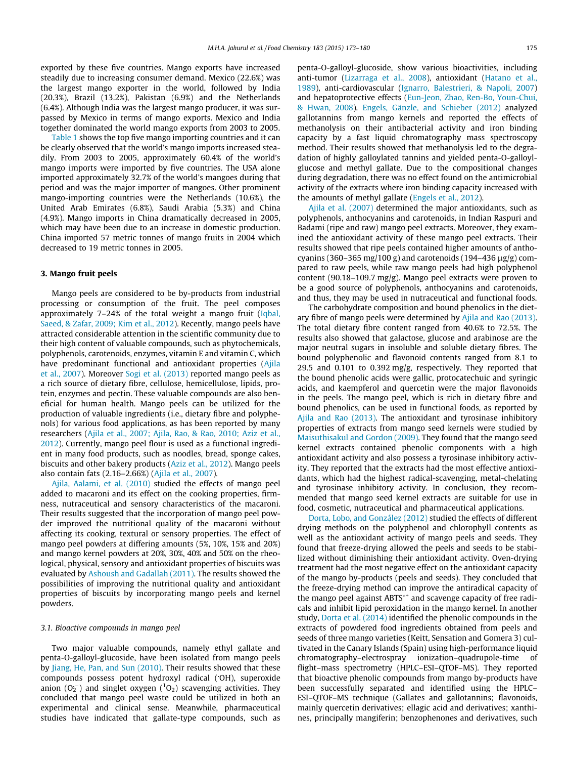exported by these five countries. Mango exports have increased steadily due to increasing consumer demand. Mexico (22.6%) was the largest mango exporter in the world, followed by India (20.3%), Brazil (13.2%), Pakistan (6.9%) and the Netherlands (6.4%). Although India was the largest mango producer, it was surpassed by Mexico in terms of mango exports. Mexico and India together dominated the world mango exports from 2003 to 2005.

Table 1 shows the top five mango importing countries and it can be clearly observed that the world's mango imports increased steadily. From 2003 to 2005, approximately 60.4% of the world's mango imports were imported by five countries. The USA alone imported approximately 32.7% of the world's mangoes during that period and was the major importer of mangoes. Other prominent mango-importing countries were the Netherlands (10.6%), the United Arab Emirates (6.8%), Saudi Arabia (5.3%) and China (4.9%). Mango imports in China dramatically decreased in 2005, which may have been due to an increase in domestic production. China imported 57 metric tonnes of mango fruits in 2004 which decreased to 19 metric tonnes in 2005.

## 3. Mango fruit peels

Mango peels are considered to be by-products from industrial processing or consumption of the fruit. The peel composes approximately 7–24% of the total weight a mango fruit (Iqbal, Saeed, & Zafar, 2009; Kim et al., 2012). Recently, mango peels have attracted considerable attention in the scientific community due to their high content of valuable compounds, such as phytochemicals, polyphenols, carotenoids, enzymes, vitamin E and vitamin C, which have predominant functional and antioxidant properties (Ajila et al., 2007). Moreover Sogi et al. (2013) reported mango peels as a rich source of dietary fibre, cellulose, hemicellulose, lipids, protein, enzymes and pectin. These valuable compounds are also beneficial for human health. Mango peels can be utilized for the production of valuable ingredients (i.e., dietary fibre and polyphenols) for various food applications, as has been reported by many researchers (Ajila et al., 2007; Ajila, Rao, & Rao, 2010; Aziz et al., 2012). Currently, mango peel flour is used as a functional ingredient in many food products, such as noodles, bread, sponge cakes, biscuits and other bakery products (Aziz et al., 2012). Mango peels also contain fats (2.16–2.66%) (Ajila et al., 2007).

Ajila, Aalami, et al. (2010) studied the effects of mango peel added to macaroni and its effect on the cooking properties, firmness, nutraceutical and sensory characteristics of the macaroni. Their results suggested that the incorporation of mango peel powder improved the nutritional quality of the macaroni without affecting its cooking, textural or sensory properties. The effect of mango peel powders at differing amounts (5%, 10%, 15% and 20%) and mango kernel powders at 20%, 30%, 40% and 50% on the rheological, physical, sensory and antioxidant properties of biscuits was evaluated by Ashoush and Gadallah (2011). The results showed the possibilities of improving the nutritional quality and antioxidant properties of biscuits by incorporating mango peels and kernel powders.

### 3.1. Bioactive compounds in mango peel

Two major valuable compounds, namely ethyl gallate and penta-O-galloyl-glucoside, have been isolated from mango peels by Jiang, He, Pan, and Sun (2010). Their results showed that these compounds possess potent hydroxyl radical ($^{\cdot}OH$), superoxide anion ($O_2^{\cdot-}$) and singlet oxygen ($^1O_2$) scavenging activities. They concluded that mango peel waste could be utilized in both an experimental and clinical sense. Meanwhile, pharmaceutical studies have indicated that gallate-type compounds, such as penta-O-galloyl-glucoside, show various bioactivities, including anti-tumor (Lizarraga et al., 2008), antioxidant (Hatano et al., 1989), anti-cardiovascular (Ignarro, Balestrieri, & Napoli, 2007) and hepatoprotective effects (Eun-Jeon, Zhao, Ren-Bo, Youn-Chui, & Hwan, 2008). Engels, Gänzle, and Schieber (2012) analyzed gallotannins from mango kernels and reported the effects of methanolysis on their antibacterial activity and iron binding capacity by a fast liquid chromatography mass spectroscopy method. Their results showed that methanolysis led to the degradation of highly galloylated tannins and yielded penta-O-galloyl-glucose and methyl gallate. Due to the compositional changes during degradation, there was no effect found on the antimicrobial activity of the extracts where iron binding capacity increased with the amounts of methyl gallate (Engels et al., 2012).

Ajila et al. (2007) determined the major antioxidants, such as polyphenols, anthocyanins and carotenoids, in Indian Raspuri and Badami (ripe and raw) mango peel extracts. Moreover, they examined the antioxidant activity of these mango peel extracts. Their results showed that ripe peels contained higher amounts of anthocyanins (360–365 mg/100 g) and carotenoids (194–436 μg/g) compared to raw peels, while raw mango peels had high polyphenol content (90.18–109.7 mg/g). Mango peel extracts were proven to be a good source of polyphenols, anthocyanins and carotenoids, and thus, they may be used in nutraceutical and functional foods.

The carbohydrate composition and bound phenolics in the dietary fibre of mango peels were determined by Ajila and Rao (2013). The total dietary fibre content ranged from 40.6% to 72.5%. The results also showed that galactose, glucose and arabinose are the major neutral sugars in insoluble and soluble dietary fibres. The bound polyphenolic and flavonoid contents ranged from 8.1 to 29.5 and 0.101 to 0.392 mg/g, respectively. They reported that the bound phenolic acids were gallic, protocatechuic and syringic acids, and kaempferol and quercetin were the major flavonoids in the peels. The mango peel, which is rich in dietary fibre and bound phenolics, can be used in functional foods, as reported by Ajila and Rao (2013). The antioxidant and tyrosinase inhibitory properties of extracts from mango seed kernels were studied by Maisuthisakul and Gordon (2009). They found that the mango seed kernel extracts contained phenolic components with a high antioxidant activity and also possess a tyrosinase inhibitory activity. They reported that the extracts had the most effective antioxidants, which had the highest radical-scavenging, metal-chelating and tyrosinase inhibitory activity. In conclusion, they recommended that mango seed kernel extracts are suitable for use in food, cosmetic, nutraceutical and pharmaceutical applications.

Dorta, Lobo, and González (2012) studied the effects of different drying methods on the polyphenol and chlorophyll contents as well as the antioxidant activity of mango peels and seeds. They found that freeze-drying allowed the peels and seeds to be stabilized without diminishing their antioxidant activity. Oven-drying treatment had the most negative effect on the antioxidant capacity of the mango by-products (peels and seeds). They concluded that the freeze-drying method can improve the antiradical capacity of the mango peel against $ABTS^{\cdot+}$ and scavenge capacity of free radicals and inhibit lipid peroxidation in the mango kernel. In another study, Dorta et al. (2014) identified the phenolic compounds in the extracts of powdered food ingredients obtained from peels and seeds of three mango varieties (Keitt, Sensation and Gomera 3) cultivated in the Canary Islands (Spain) using high-performance liquid chromatography–electrospray ionization–quadrupole-time of flight–mass spectrometry (HPLC–ESI–QTOF–MS). They reported that bioactive phenolic compounds from mango by-products have been successfully separated and identified using the HPLC–ESI–QTOF–MS technique (Gallates and gallotannins; flavonoids, mainly quercetin derivatives; ellagic acid and derivatives; xanthines, principally mangiferin; benzophenones and derivatives, such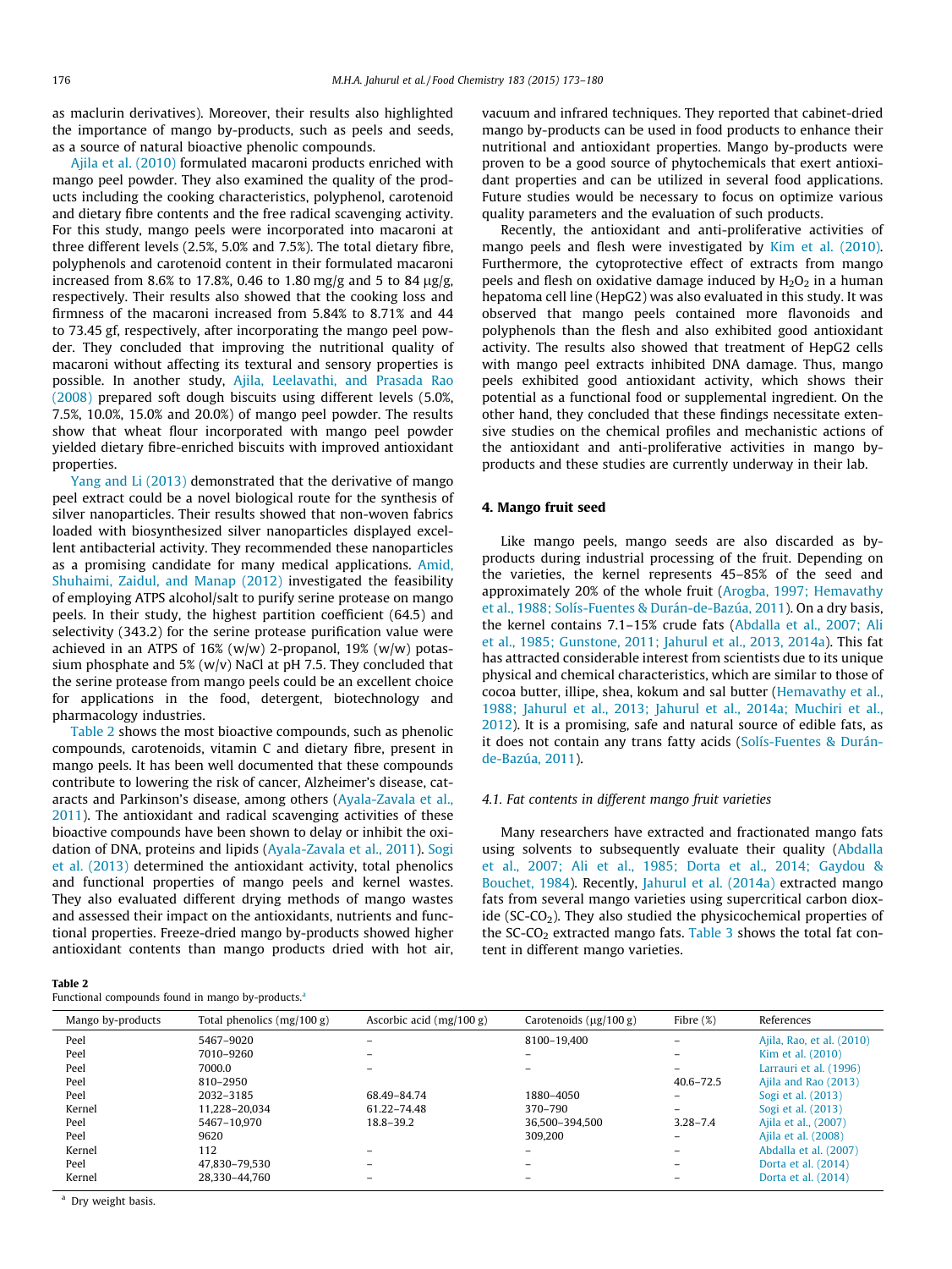as maclurin derivatives). Moreover, their results also highlighted the importance of mango by-products, such as peels and seeds, as a source of natural bioactive phenolic compounds.

Ajila et al. (2010) formulated macaroni products enriched with mango peel powder. They also examined the quality of the products including the cooking characteristics, polyphenol, carotenoid and dietary fibre contents and the free radical scavenging activity. For this study, mango peels were incorporated into macaroni at three different levels (2.5%, 5.0% and 7.5%). The total dietary fibre, polyphenols and carotenoid content in their formulated macaroni increased from 8.6% to 17.8%, 0.46 to 1.80 mg/g and 5 to 84 µg/g, respectively. Their results also showed that the cooking loss and firmness of the macaroni increased from 5.84% to 8.71% and 44 to 73.45 gf, respectively, after incorporating the mango peel powder. They concluded that improving the nutritional quality of macaroni without affecting its textural and sensory properties is possible. In another study, Ajila, Leelavathi, and Prasada Rao (2008) prepared soft dough biscuits using different levels (5.0%, 7.5%, 10.0%, 15.0% and 20.0%) of mango peel powder. The results show that wheat flour incorporated with mango peel powder yielded dietary fibre-enriched biscuits with improved antioxidant properties.

Yang and Li (2013) demonstrated that the derivative of mango peel extract could be a novel biological route for the synthesis of silver nanoparticles. Their results showed that non-woven fabrics loaded with biosynthesized silver nanoparticles displayed excellent antibacterial activity. They recommended these nanoparticles as a promising candidate for many medical applications. Amid, Shuhaimi, Zaidul, and Manap (2012) investigated the feasibility of employing ATPS alcohol/salt to purify serine protease on mango peels. In their study, the highest partition coefficient (64.5) and selectivity (343.2) for the serine protease purification value were achieved in an ATPS of 16% (w/w) 2-propanol, 19% (w/w) potassium phosphate and 5% (w/v) NaCl at pH 7.5. They concluded that the serine protease from mango peels could be an excellent choice for applications in the food, detergent, biotechnology and pharmacology industries.

Table 2 shows the most bioactive compounds, such as phenolic compounds, carotenoids, vitamin C and dietary fibre, present in mango peels. It has been well documented that these compounds contribute to lowering the risk of cancer, Alzheimer's disease, cataracts and Parkinson's disease, among others (Ayala-Zavala et al., 2011). The antioxidant and radical scavenging activities of these bioactive compounds have been shown to delay or inhibit the oxidation of DNA, proteins and lipids (Ayala-Zavala et al., 2011). Sogi et al. (2013) determined the antioxidant activity, total phenolics and functional properties of mango peels and kernel wastes. They also evaluated different drying methods of mango wastes and assessed their impact on the antioxidants, nutrients and functional properties. Freeze-dried mango by-products showed higher antioxidant contents than mango products dried with hot air, vacuum and infrared techniques. They reported that cabinet-dried mango by-products can be used in food products to enhance their nutritional and antioxidant properties. Mango by-products were proven to be a good source of phytochemicals that exert antioxidant properties and can be utilized in several food applications. Future studies would be necessary to focus on optimize various quality parameters and the evaluation of such products.

Recently, the antioxidant and anti-proliferative activities of mango peels and flesh were investigated by Kim et al. (2010). Furthermore, the cytoprotective effect of extracts from mango peels and flesh on oxidative damage induced by $H_2O_2$ in a human hepatoma cell line (HepG2) was also evaluated in this study. It was observed that mango peels contained more flavonoids and polyphenols than the flesh and also exhibited good antioxidant activity. The results also showed that treatment of HepG2 cells with mango peel extracts inhibited DNA damage. Thus, mango peels exhibited good antioxidant activity, which shows their potential as a functional food or supplemental ingredient. On the other hand, they concluded that these findings necessitate extensive studies on the chemical profiles and mechanistic actions of the antioxidant and anti-proliferative activities in mango by-products and these studies are currently underway in their lab.

## 4. Mango fruit seed

Like mango peels, mango seeds are also discarded as by-products during industrial processing of the fruit. Depending on the varieties, the kernel represents 45–85% of the seed and approximately 20% of the whole fruit (Arogba, 1997; Hemavathy et al., 1988; Solís-Fuentes & Durán-de-Bazúa, 2011). On a dry basis, the kernel contains 7.1–15% crude fats (Abdalla et al., 2007; Ali et al., 1985; Gunstone, 2011; Jahurul et al., 2013, 2014a). This fat has attracted considerable interest from scientists due to its unique physical and chemical characteristics, which are similar to those of cocoa butter, illipe, shea, kokum and sal butter (Hemavathy et al., 1988; Jahurul et al., 2013; Jahurul et al., 2014a; Muchiri et al., 2012). It is a promising, safe and natural source of edible fats, as it does not contain any trans fatty acids (Solís-Fuentes & Durán-de-Bazúa, 2011).

### 4.1. Fat contents in different mango fruit varieties

Many researchers have extracted and fractionated mango fats using solvents to subsequently evaluate their quality (Abdalla et al., 2007; Ali et al., 1985; Dorta et al., 2014; Gaydou & Bouchet, 1984). Recently, Jahurul et al. (2014a) extracted mango fats from several mango varieties using supercritical carbon dioxide ($SC\text{-}CO_2$). They also studied the physicochemical properties of the $SC\text{-}CO_2$ extracted mango fats. Table 3 shows the total fat content in different mango varieties.

**Table 2**
Functional compounds found in mango by-products.[a]

| Mango by-products | Total phenolics (mg/100 g) | Ascorbic acid (mg/100 g) | Carotenoids (µg/100 g) | Fibre (%) | References |
|---|---|---|---|---|---|
| Peel | 5467–9020 | – | 8100–19,400 | – | Ajila, Rao, et al. (2010) |
| Peel | 7010–9260 | – | – | – | Kim et al. (2010) |
| Peel | 7000.0 | – | – | – | Larrauri et al. (1996) |
| Peel | 810–2950 | | | 40.6–72.5 | Ajila and Rao (2013) |
| Peel | 2032–3185 | 68.49–84.74 | 1880–4050 | – | Sogi et al. (2013) |
| Kernel | 11,228–20,034 | 61.22–74.48 | 370–790 | – | Sogi et al. (2013) |
| Peel | 5467–10,970 | 18.8–39.2 | 36,500–394,500 | 3.28–7.4 | Ajila et al., (2007) |
| Peel | 9620 | | 309,200 | – | Ajila et al. (2008) |
| Kernel | 112 | – | – | – | Abdalla et al. (2007) |
| Peel | 47,830–79,530 | – | – | – | Dorta et al. (2014) |
| Kernel | 28,330–44,760 | – | – | – | Dorta et al. (2014) |

[a] Dry weight basis.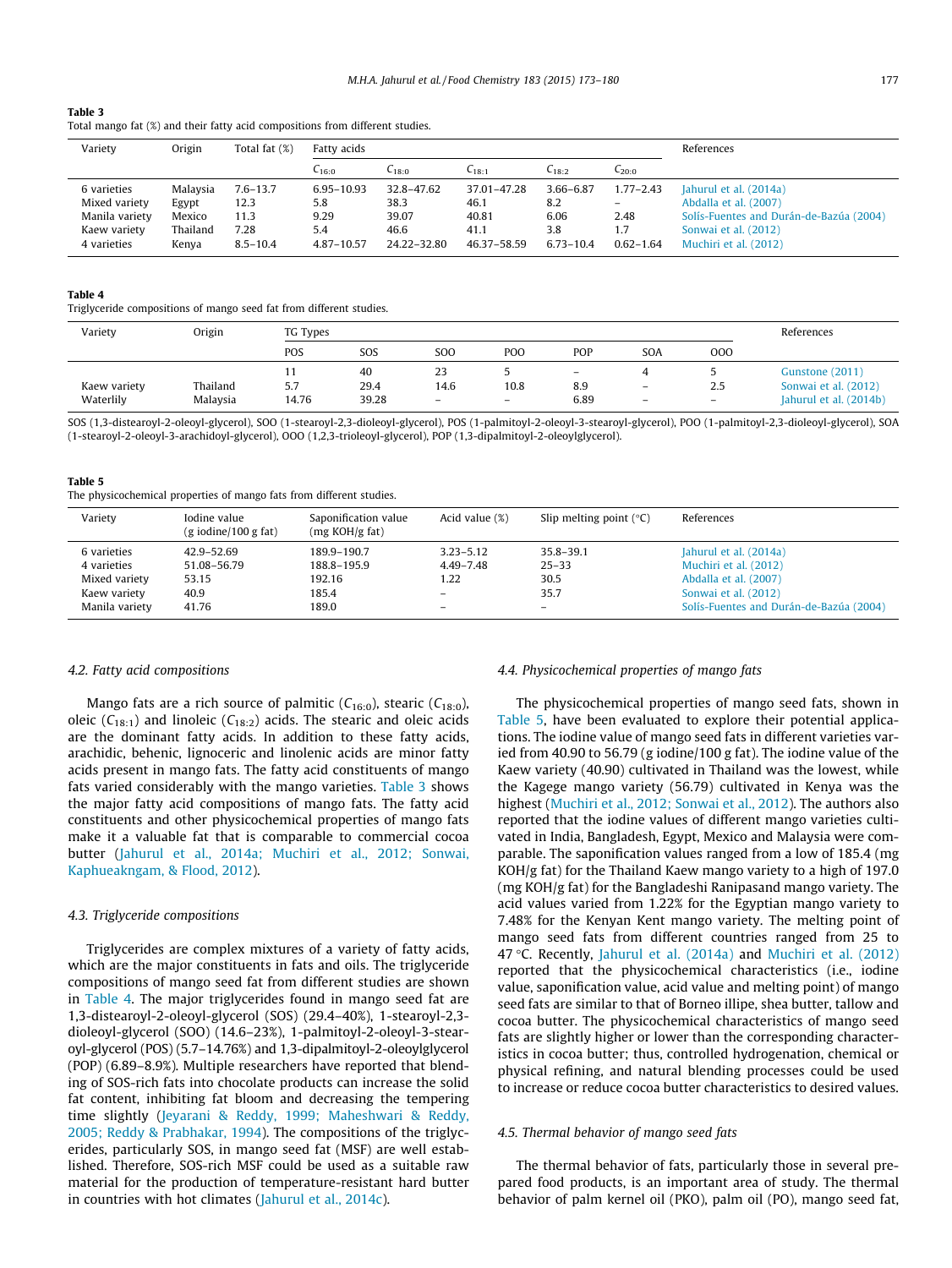**Table 3**
Total mango fat (%) and their fatty acid compositions from different studies.

| Variety | Origin | Total fat (%) | Fatty acids | | | | | References |
|---|---|---|---|---|---|---|---|---|
| | | | $C_{16:0}$ | $C_{18:0}$ | $C_{18:1}$ | $C_{18:2}$ | $C_{20:0}$ | |
| 6 varieties | Malaysia | 7.6–13.7 | 6.95–10.93 | 32.8–47.62 | 37.01–47.28 | 3.66–6.87 | 1.77–2.43 | Jahurul et al. (2014a) |
| Mixed variety | Egypt | 12.3 | 5.8 | 38.3 | 46.1 | 8.2 | – | Abdalla et al. (2007) |
| Manila variety | Mexico | 11.3 | 9.29 | 39.07 | 40.81 | 6.06 | 2.48 | Solís-Fuentes and Durán-de-Bazúa (2004) |
| Kaew variety | Thailand | 7.28 | 5.4 | 46.6 | 41.1 | 3.8 | 1.7 | Sonwai et al. (2012) |
| 4 varieties | Kenya | 8.5–10.4 | 4.87–10.57 | 24.22–32.80 | 46.37–58.59 | 6.73–10.4 | 0.62–1.64 | Muchiri et al. (2012) |

**Table 4**
Triglyceride compositions of mango seed fat from different studies.

| Variety | Origin | TG Types | | | | | | | References |
|---|---|---|---|---|---|---|---|---|---|
| | | POS | SOS | SOO | POO | POP | SOA | OOO | |
| | | 11 | 40 | 23 | 5 | – | 4 | 5 | Gunstone (2011) |
| Kaew variety | Thailand | 5.7 | 29.4 | 14.6 | 10.8 | 8.9 | – | 2.5 | Sonwai et al. (2012) |
| Waterlily | Malaysia | 14.76 | 39.28 | – | – | 6.89 | – | – | Jahurul et al. (2014b) |

SOS (1,3-distearoyl-2-oleoyl-glycerol), SOO (1-stearoyl-2,3-dioleoyl-glycerol), POS (1-palmitoyl-2-oleoyl-3-stearoyl-glycerol), POO (1-palmitoyl-2,3-dioleoyl-glycerol), SOA (1-stearoyl-2-oleoyl-3-arachidoyl-glycerol), OOO (1,2,3-trioleoyl-glycerol), POP (1,3-dipalmitoyl-2-oleoylglycerol).

**Table 5**
The physicochemical properties of mango fats from different studies.

| Variety | Iodine value (g iodine/100 g fat) | Saponification value (mg KOH/g fat) | Acid value (%) | Slip melting point (°C) | References |
|---|---|---|---|---|---|
| 6 varieties | 42.9–52.69 | 189.9–190.7 | 3.23–5.12 | 35.8–39.1 | Jahurul et al. (2014a) |
| 4 varieties | 51.08–56.79 | 188.8–195.9 | 4.49–7.48 | 25–33 | Muchiri et al. (2012) |
| Mixed variety | 53.15 | 192.16 | 1.22 | 30.5 | Abdalla et al. (2007) |
| Kaew variety | 40.9 | 185.4 | – | 35.7 | Sonwai et al. (2012) |
| Manila variety | 41.76 | 189.0 | – | – | Solís-Fuentes and Durán-de-Bazúa (2004) |

### 4.2. Fatty acid compositions

Mango fats are a rich source of palmitic ($C_{16:0}$), stearic ($C_{18:0}$), oleic ($C_{18:1}$) and linoleic ($C_{18:2}$) acids. The stearic and oleic acids are the dominant fatty acids. In addition to these fatty acids, arachidic, behenic, lignoceric and linolenic acids are minor fatty acids present in mango fats. The fatty acid constituents of mango fats varied considerably with the mango varieties. Table 3 shows the major fatty acid compositions of mango fats. The fatty acid constituents and other physicochemical properties of mango fats make it a valuable fat that is comparable to commercial cocoa butter (Jahurul et al., 2014a; Muchiri et al., 2012; Sonwai, Kaphueakngam, & Flood, 2012).

### 4.3. Triglyceride compositions

Triglycerides are complex mixtures of a variety of fatty acids, which are the major constituents in fats and oils. The triglyceride compositions of mango seed fat from different studies are shown in Table 4. The major triglycerides found in mango seed fat are 1,3-distearoyl-2-oleoyl-glycerol (SOS) (29.4–40%), 1-stearoyl-2,3-dioleoyl-glycerol (SOO) (14.6–23%), 1-palmitoyl-2-oleoyl-3-stearoyl-glycerol (POS) (5.7–14.76%) and 1,3-dipalmitoyl-2-oleoylglycerol (POP) (6.89–8.9%). Multiple researchers have reported that blending of SOS-rich fats into chocolate products can increase the solid fat content, inhibiting fat bloom and decreasing the tempering time slightly (Jeyarani & Reddy, 1999; Maheshwari & Reddy, 2005; Reddy & Prabhakar, 1994). The compositions of the triglycerides, particularly SOS, in mango seed fat (MSF) are well established. Therefore, SOS-rich MSF could be used as a suitable raw material for the production of temperature-resistant hard butter in countries with hot climates (Jahurul et al., 2014c).

### 4.4. Physicochemical properties of mango fats

The physicochemical properties of mango seed fats, shown in Table 5, have been evaluated to explore their potential applications. The iodine value of mango seed fats in different varieties varied from 40.90 to 56.79 (g iodine/100 g fat). The iodine value of the Kaew variety (40.90) cultivated in Thailand was the lowest, while the Kagege mango variety (56.79) cultivated in Kenya was the highest (Muchiri et al., 2012; Sonwai et al., 2012). The authors also reported that the iodine values of different mango varieties cultivated in India, Bangladesh, Egypt, Mexico and Malaysia were comparable. The saponification values ranged from a low of 185.4 (mg KOH/g fat) for the Thailand Kaew mango variety to a high of 197.0 (mg KOH/g fat) for the Bangladeshi Ranipasand mango variety. The acid values varied from 1.22% for the Egyptian mango variety to 7.48% for the Kenyan Kent mango variety. The melting point of mango seed fats from different countries ranged from 25 to 47 °C. Recently, Jahurul et al. (2014a) and Muchiri et al. (2012) reported that the physicochemical characteristics (i.e., iodine value, saponification value, acid value and melting point) of mango seed fats are similar to that of Borneo illipe, shea butter, tallow and cocoa butter. The physicochemical characteristics of mango seed fats are slightly higher or lower than the corresponding characteristics in cocoa butter; thus, controlled hydrogenation, chemical or physical refining, and natural blending processes could be used to increase or reduce cocoa butter characteristics to desired values.

### 4.5. Thermal behavior of mango seed fats

The thermal behavior of fats, particularly those in several prepared food products, is an important area of study. The thermal behavior of palm kernel oil (PKO), palm oil (PO), mango seed fat,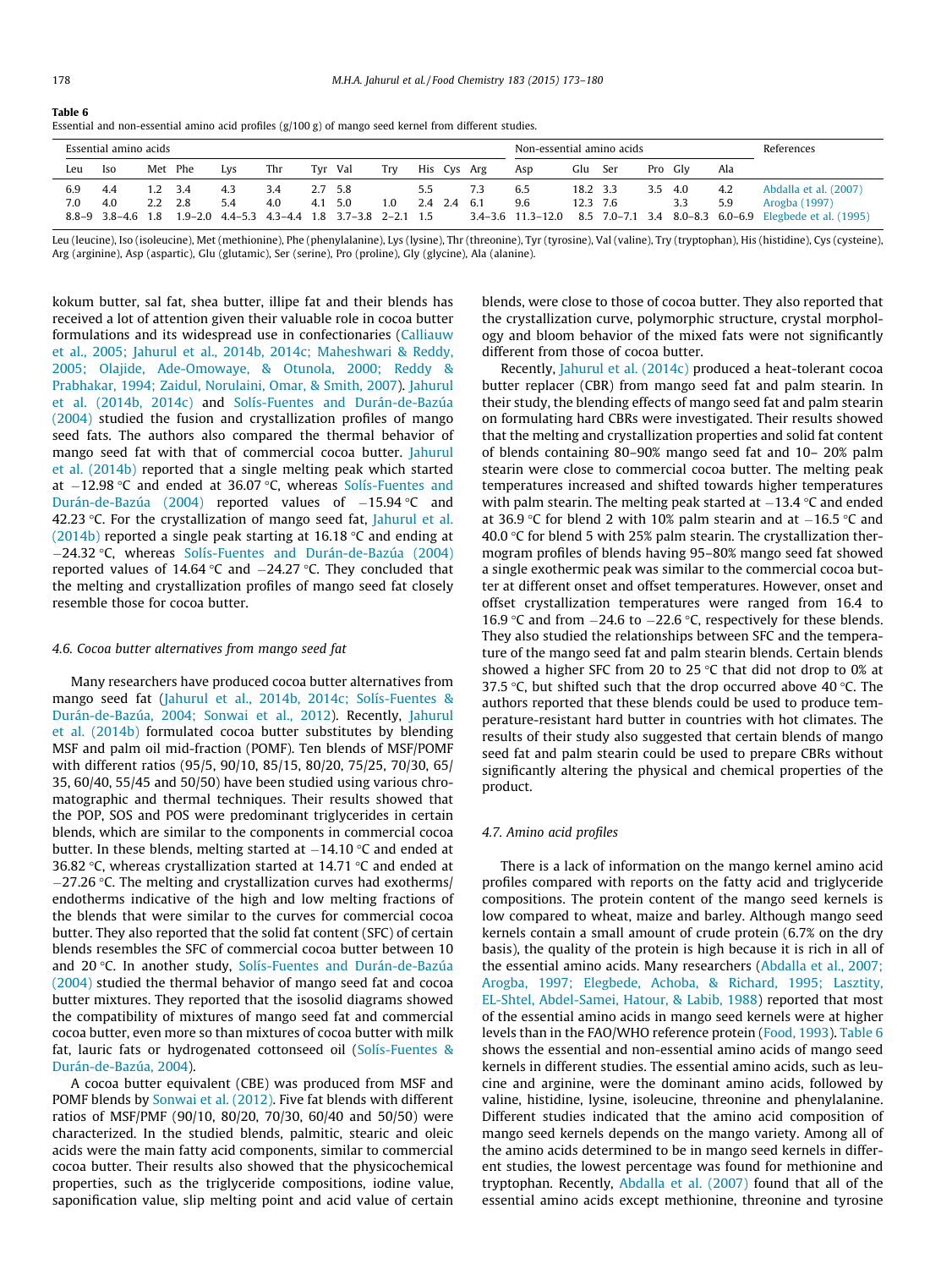**Table 6**
Essential and non-essential amino acid profiles (g/100 g) of mango seed kernel from different studies.

| Essential amino acids | | | | | | | | | | | | Non-essential amino acids | | | | | | References |
|---|---|---|---|---|---|---|---|---|---|---|---|---|---|---|---|---|---|---|
| Leu | Iso | Met | Phe | Lys | Thr | Tyr | Val | Try | His | Cys | Arg | Asp | Glu | Ser | Pro | Gly | Ala | |
| 6.9 | 4.4 | 1.2 | 3.4 | 4.3 | 3.4 | 2.7 | 5.8 | | 5.5 | | 7.3 | 6.5 | 18.2 | 3.3 | 3.5 | 4.0 | 4.2 | Abdalla et al. (2007) |
| 7.0 | 4.0 | 2.2 | 2.8 | 5.4 | 4.0 | 4.1 | 5.0 | 1.0 | 2.4 | 2.4 | 6.1 | 9.6 | 12.3 | 7.6 | | 3.3 | 5.9 | Arogba (1997) |
| 8.8–9 | 3.8–4.6 | 1.8 | 1.9–2.0 | 4.4–5.3 | 4.3–4.4 | 1.8 | 3.7–3.8 | 2–2.1 | 1.5 | | 3.4–3.6 | 11.3–12.0 | 8.5 | 7.0–7.1 | 3.4 | 8.0–8.3 | 6.0–6.9 | Elegbede et al. (1995) |

Leu (leucine), Iso (isoleucine), Met (methionine), Phe (phenylalanine), Lys (lysine), Thr (threonine), Tyr (tyrosine), Val (valine), Try (tryptophan), His (histidine), Cys (cysteine), Arg (arginine), Asp (aspartic), Glu (glutamic), Ser (serine), Pro (proline), Gly (glycine), Ala (alanine).

kokum butter, sal fat, shea butter, illipe fat and their blends has received a lot of attention given their valuable role in cocoa butter formulations and its widespread use in confectionaries (Calliauw et al., 2005; Jahurul et al., 2014b, 2014c; Maheshwari & Reddy, 2005; Olajide, Ade-Omowaye, & Otunola, 2000; Reddy & Prabhakar, 1994; Zaidul, Norulaini, Omar, & Smith, 2007). Jahurul et al. (2014b, 2014c) and Solís-Fuentes and Durán-de-Bazúa (2004) studied the fusion and crystallization profiles of mango seed fats. The authors also compared the thermal behavior of mango seed fat with that of commercial cocoa butter. Jahurul et al. (2014b) reported that a single melting peak which started at −12.98 °C and ended at 36.07 °C, whereas Solís-Fuentes and Durán-de-Bazúa (2004) reported values of −15.94 °C and 42.23 °C. For the crystallization of mango seed fat, Jahurul et al. (2014b) reported a single peak starting at 16.18 °C and ending at −24.32 °C, whereas Solís-Fuentes and Durán-de-Bazúa (2004) reported values of 14.64 °C and −24.27 °C. They concluded that the melting and crystallization profiles of mango seed fat closely resemble those for cocoa butter.

### 4.6. Cocoa butter alternatives from mango seed fat

Many researchers have produced cocoa butter alternatives from mango seed fat (Jahurul et al., 2014b, 2014c; Solís-Fuentes & Durán-de-Bazúa, 2004; Sonwai et al., 2012). Recently, Jahurul et al. (2014b) formulated cocoa butter substitutes by blending MSF and palm oil mid-fraction (POMF). Ten blends of MSF/POMF with different ratios (95/5, 90/10, 85/15, 80/20, 75/25, 70/30, 65/35, 60/40, 55/45 and 50/50) have been studied using various chromatographic and thermal techniques. Their results showed that the POP, SOS and POS were predominant triglycerides in certain blends, which are similar to the components in commercial cocoa butter. In these blends, melting started at −14.10 °C and ended at 36.82 °C, whereas crystallization started at 14.71 °C and ended at −27.26 °C. The melting and crystallization curves had exotherms/endotherms indicative of the high and low melting fractions of the blends that were similar to the curves for commercial cocoa butter. They also reported that the solid fat content (SFC) of certain blends resembles the SFC of commercial cocoa butter between 10 and 20 °C. In another study, Solís-Fuentes and Durán-de-Bazúa (2004) studied the thermal behavior of mango seed fat and cocoa butter mixtures. They reported that the isosolid diagrams showed the compatibility of mixtures of mango seed fat and commercial cocoa butter, even more so than mixtures of cocoa butter with milk fat, lauric fats or hydrogenated cottonseed oil (Solís-Fuentes & Durán-de-Bazúa, 2004).

A cocoa butter equivalent (CBE) was produced from MSF and POMF blends by Sonwai et al. (2012). Five fat blends with different ratios of MSF/PMF (90/10, 80/20, 70/30, 60/40 and 50/50) were characterized. In the studied blends, palmitic, stearic and oleic acids were the main fatty acid components, similar to commercial cocoa butter. Their results also showed that the physicochemical properties, such as the triglyceride compositions, iodine value, saponification value, slip melting point and acid value of certain blends, were close to those of cocoa butter. They also reported that the crystallization curve, polymorphic structure, crystal morphology and bloom behavior of the mixed fats were not significantly different from those of cocoa butter.

Recently, Jahurul et al. (2014c) produced a heat-tolerant cocoa butter replacer (CBR) from mango seed fat and palm stearin. In their study, the blending effects of mango seed fat and palm stearin on formulating hard CBRs were investigated. Their results showed that the melting and crystallization properties and solid fat content of blends containing 80–90% mango seed fat and 10– 20% palm stearin were close to commercial cocoa butter. The melting peak temperatures increased and shifted towards higher temperatures with palm stearin. The melting peak started at −13.4 °C and ended at 36.9 °C for blend 2 with 10% palm stearin and at −16.5 °C and 40.0 °C for blend 5 with 25% palm stearin. The crystallization thermogram profiles of blends having 95–80% mango seed fat showed a single exothermic peak was similar to the commercial cocoa butter at different onset and offset temperatures. However, onset and offset crystallization temperatures were ranged from 16.4 to 16.9 °C and from −24.6 to −22.6 °C, respectively for these blends. They also studied the relationships between SFC and the temperature of the mango seed fat and palm stearin blends. Certain blends showed a higher SFC from 20 to 25 °C that did not drop to 0% at 37.5 °C, but shifted such that the drop occurred above 40 °C. The authors reported that these blends could be used to produce temperature-resistant hard butter in countries with hot climates. The results of their study also suggested that certain blends of mango seed fat and palm stearin could be used to prepare CBRs without significantly altering the physical and chemical properties of the product.

### 4.7. Amino acid profiles

There is a lack of information on the mango kernel amino acid profiles compared with reports on the fatty acid and triglyceride compositions. The protein content of the mango seed kernels is low compared to wheat, maize and barley. Although mango seed kernels contain a small amount of crude protein (6.7% on the dry basis), the quality of the protein is high because it is rich in all of the essential amino acids. Many researchers (Abdalla et al., 2007; Arogba, 1997; Elegbede, Achoba, & Richard, 1995; Lasztity, EL-Shtel, Abdel-Samei, Hatour, & Labib, 1988) reported that most of the essential amino acids in mango seed kernels were at higher levels than in the FAO/WHO reference protein (Food, 1993). Table 6 shows the essential and non-essential amino acids of mango seed kernels in different studies. The essential amino acids, such as leucine and arginine, were the dominant amino acids, followed by valine, histidine, lysine, isoleucine, threonine and phenylalanine. Different studies indicated that the amino acid composition of mango seed kernels depends on the mango variety. Among all of the amino acids determined to be in mango seed kernels in different studies, the lowest percentage was found for methionine and tryptophan. Recently, Abdalla et al. (2007) found that all of the essential amino acids except methionine, threonine and tyrosine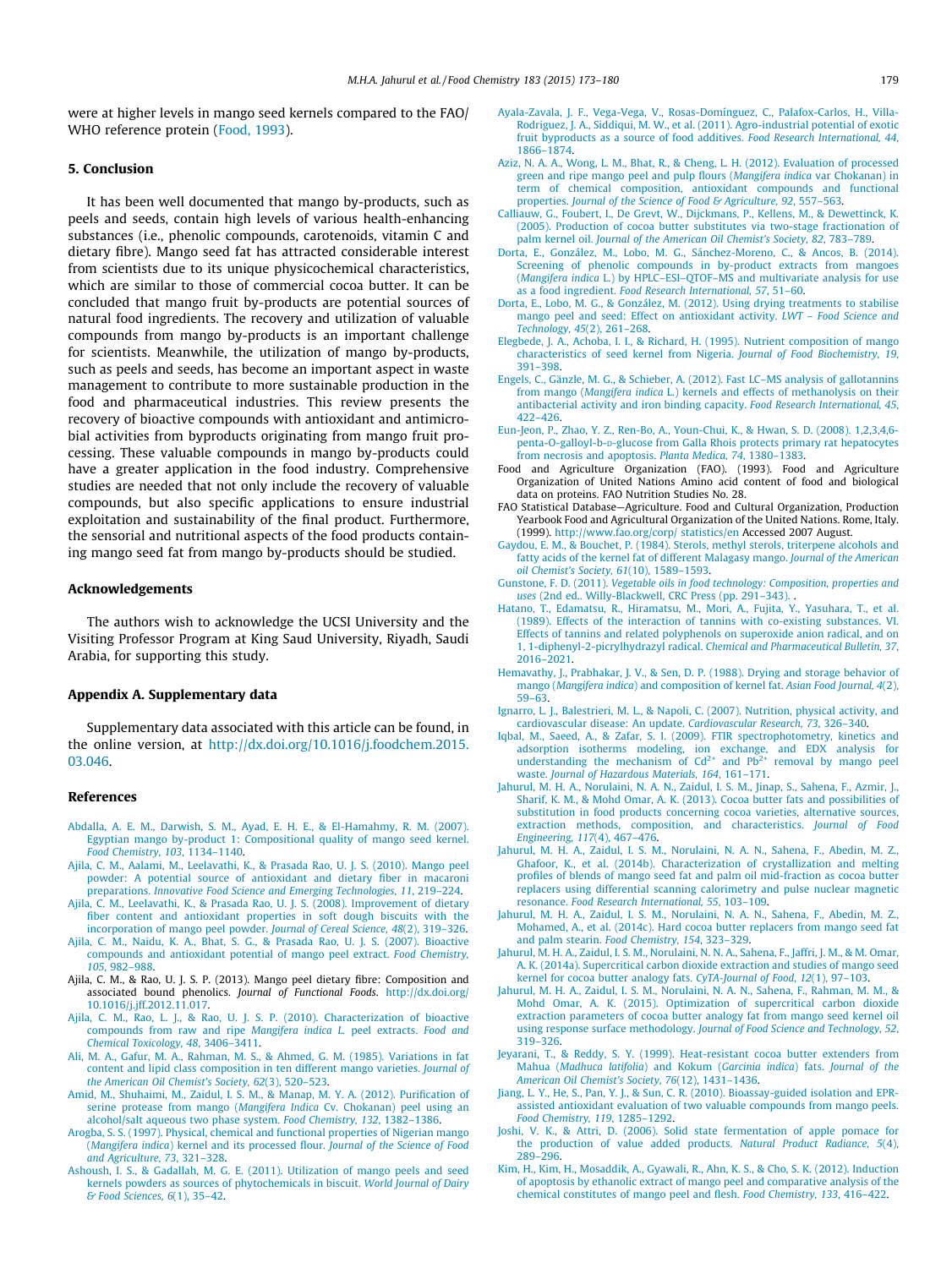were at higher levels in mango seed kernels compared to the FAO/WHO reference protein (Food, 1993).

## 5. Conclusion

It has been well documented that mango by-products, such as peels and seeds, contain high levels of various health-enhancing substances (i.e., phenolic compounds, carotenoids, vitamin C and dietary fibre). Mango seed fat has attracted considerable interest from scientists due to its unique physicochemical characteristics, which are similar to those of commercial cocoa butter. It can be concluded that mango fruit by-products are potential sources of natural food ingredients. The recovery and utilization of valuable compounds from mango by-products is an important challenge for scientists. Meanwhile, the utilization of mango by-products, such as peels and seeds, has become an important aspect in waste management to contribute to more sustainable production in the food and pharmaceutical industries. This review presents the recovery of bioactive compounds with antioxidant and antimicrobial activities from byproducts originating from mango fruit processing. These valuable compounds in mango by-products could have a greater application in the food industry. Comprehensive studies are needed that not only include the recovery of valuable compounds, but also specific applications to ensure industrial exploitation and sustainability of the final product. Furthermore, the sensorial and nutritional aspects of the food products containing mango seed fat from mango by-products should be studied.

## Acknowledgements

The authors wish to acknowledge the UCSI University and the Visiting Professor Program at King Saud University, Riyadh, Saudi Arabia, for supporting this study.

## Appendix A. Supplementary data

Supplementary data associated with this article can be found, in the online version, at http://dx.doi.org/10.1016/j.foodchem.2015.03.046.

## References

Abdalla, A. E. M., Darwish, S. M., Ayad, E. H. E., & El-Hamahmy, R. M. (2007). Egyptian mango by-product 1: Compositional quality of mango seed kernel. *Food Chemistry, 103*, 1134–1140.

Ajila, C. M., Aalami, M., Leelavathi, K., & Prasada Rao, U. J. S. (2010). Mango peel powder: A potential source of antioxidant and dietary fiber in macaroni preparations. *Innovative Food Science and Emerging Technologies, 11*, 219–224.

Ajila, C. M., Leelavathi, K., & Prasada Rao, U. J. S. (2008). Improvement of dietary fiber content and antioxidant properties in soft dough biscuits with the incorporation of mango peel powder. *Journal of Cereal Science, 48*(2), 319–326.

Ajila, C. M., Naidu, K. A., Bhat, S. G., & Prasada Rao, U. J. S. (2007). Bioactive compounds and antioxidant potential of mango peel extract. *Food Chemistry, 105*, 982–988.

Ajila, C. M., & Rao, U. J. S. P. (2013). Mango peel dietary fibre: Composition and associated bound phenolics. *Journal of Functional Foods*. http://dx.doi.org/10.1016/j.jff.2012.11.017.

Ajila, C. M., Rao, L. J., & Rao, U. J. S. P. (2010). Characterization of bioactive compounds from raw and ripe *Mangifera indica L.* peel extracts. *Food and Chemical Toxicology, 48*, 3406–3411.

Ali, M. A., Gafur, M. A., Rahman, M. S., & Ahmed, G. M. (1985). Variations in fat content and lipid class composition in ten different mango varieties. *Journal of the American Oil Chemist's Society, 62*(3), 520–523.

Amid, M., Shuhaimi, M., Zaidul, I. S. M., & Manap, M. Y. A. (2012). Purification of serine protease from mango (*Mangifera Indica* Cv. Chokanan) peel using an alcohol/salt aqueous two phase system. *Food Chemistry, 132*, 1382–1386.

Arogba, S. S. (1997). Physical, chemical and functional properties of Nigerian mango (*Mangifera indica*) kernel and its processed flour. *Journal of the Science of Food and Agriculture, 73*, 321–328.

Ashoush, I. S., & Gadallah, M. G. E. (2011). Utilization of mango peels and seed kernels powders as sources of phytochemicals in biscuit. *World Journal of Dairy & Food Sciences, 6*(1), 35–42.

Ayala-Zavala, J. F., Vega-Vega, V., Rosas-Domínguez, C., Palafox-Carlos, H., Villa-Rodriguez, J. A., Siddiqui, M. W., et al. (2011). Agro-industrial potential of exotic fruit byproducts as a source of food additives. *Food Research International, 44*, 1866–1874.

Aziz, N. A. A., Wong, L. M., Bhat, R., & Cheng, L. H. (2012). Evaluation of processed green and ripe mango peel and pulp flours (*Mangifera indica* var Chokanan) in term of chemical composition, antioxidant compounds and functional properties. *Journal of the Science of Food & Agriculture, 92*, 557–563.

Calliauw, G., Foubert, I., De Greyt, W., Dijckmans, P., Kellens, M., & Dewettinck, K. (2005). Production of cocoa butter substitutes via two-stage fractionation of palm kernel oil. *Journal of the American Oil Chemist's Society, 82*, 783–789.

Dorta, E., González, M., Lobo, M. G., Sánchez-Moreno, C., & Ancos, B. (2014). Screening of phenolic compounds in by-product extracts from mangoes (*Mangifera indica* L.) by HPLC–ESI–QTOF–MS and multivariate analysis for use as a food ingredient. *Food Research International, 57*, 51–60.

Dorta, E., Lobo, M. G., & González, M. (2012). Using drying treatments to stabilise mango peel and seed: Effect on antioxidant activity. *LWT – Food Science and Technology, 45*(2), 261–268.

Elegbede, J. A., Achoba, I. I., & Richard, H. (1995). Nutrient composition of mango characteristics of seed kernel from Nigeria. *Journal of Food Biochemistry, 19*, 391–398.

Engels, C., Gänzle, M. G., & Schieber, A. (2012). Fast LC–MS analysis of gallotannins from mango (*Mangifera indica* L.) kernels and effects of methanolysis on their antibacterial activity and iron binding capacity. *Food Research International, 45*, 422–426.

Eun-Jeon, P., Zhao, Y. Z., Ren-Bo, A., Youn-Chui, K., & Hwan, S. D. (2008). 1,2,3,4,6-penta-O-galloyl-b-D-glucose from Galla Rhois protects primary rat hepatocytes from necrosis and apoptosis. *Planta Medica, 74*, 1380–1383.

Food and Agriculture Organization (FAO). (1993). Food and Agriculture Organization of United Nations Amino acid content of food and biological data on proteins. FAO Nutrition Studies No. 28.

FAO Statistical Database—Agriculture. Food and Cultural Organization, Production Yearbook Food and Agricultural Organization of the United Nations. Rome, Italy. (1999). http://www.fao.org/corp/ statistics/en Accessed 2007 August.

Gaydou, E. M., & Bouchet, P. (1984). Sterols, methyl sterols, triterpene alcohols and fatty acids of the kernel fat of different Malagasy mango. *Journal of the American oil Chemist's Society, 61*(10), 1589–1593.

Gunstone, F. D. (2011). *Vegetable oils in food technology: Composition, properties and uses* (2nd ed.. Willy-Blackwell, CRC Press (pp. 291–343). .

Hatano, T., Edamatsu, R., Hiramatsu, M., Mori, A., Fujita, Y., Yasuhara, T., et al. (1989). Effects of the interaction of tannins with co-existing substances. VI. Effects of tannins and related polyphenols on superoxide anion radical, and on 1, 1-diphenyl-2-picrylhydrazyl radical. *Chemical and Pharmaceutical Bulletin, 37*, 2016–2021.

Hemavathy, J., Prabhakar, J. V., & Sen, D. P. (1988). Drying and storage behavior of mango (*Mangifera indica*) and composition of kernel fat. *Asian Food Journal, 4*(2), 59–63.

Ignarro, L. J., Balestrieri, M. L., & Napoli, C. (2007). Nutrition, physical activity, and cardiovascular disease: An update. *Cardiovascular Research, 73*, 326–340.

Iqbal, M., Saeed, A., & Zafar, S. I. (2009). FTIR spectrophotometry, kinetics and adsorption isotherms modeling, ion exchange, and EDX analysis for understanding the mechanism of $Cd^{2+}$ and $Pb^{2+}$ removal by mango peel waste. *Journal of Hazardous Materials, 164*, 161–171.

Jahurul, M. H. A., Norulaini, N. A. N., Zaidul, I. S. M., Jinap, S., Sahena, F., Azmir, J., Sharif, K. M., & Mohd Omar, A. K. (2013). Cocoa butter fats and possibilities of substitution in food products concerning cocoa varieties, alternative sources, extraction methods, composition, and characteristics. *Journal of Food Engineering, 117*(4), 467–476.

Jahurul, M. H. A., Zaidul, I. S. M., Norulaini, N. A. N., Sahena, F., Abedin, M. Z., Ghafoor, K., et al. (2014b). Characterization of crystallization and melting profiles of blends of mango seed fat and palm oil mid-fraction as cocoa butter replacers using differential scanning calorimetry and pulse nuclear magnetic resonance. *Food Research International, 55*, 103–109.

Jahurul, M. H. A., Zaidul, I. S. M., Norulaini, N. A. N., Sahena, F., Abedin, M. Z., Mohamed, A., et al. (2014c). Hard cocoa butter replacers from mango seed fat and palm stearin. *Food Chemistry, 154*, 323–329.

Jahurul, M. H. A., Zaidul, I. S. M., Norulaini, N. N. A., Sahena, F., Jaffri, J. M., & M. Omar, A. K. (2014a). Supercritical carbon dioxide extraction and studies of mango seed kernel for cocoa butter analogy fats. *CyTA-Journal of Food, 12*(1), 97–103.

Jahurul, M. H. A., Zaidul, I. S. M., Norulaini, N. A. N., Sahena, F., Rahman, M. M., & Mohd Omar, A. K. (2015). Optimization of supercritical carbon dioxide extraction parameters of cocoa butter analogy fat from mango seed kernel oil using response surface methodology. *Journal of Food Science and Technology, 52*, 319–326.

Jeyarani, T., & Reddy, S. Y. (1999). Heat-resistant cocoa butter extenders from Mahua (*Madhuca latifolia*) and Kokum (*Garcinia indica*) fats. *Journal of the American Oil Chemist's Society, 76*(12), 1431–1436.

Jiang, L. Y., He, S., Pan, Y. J., & Sun, C. R. (2010). Bioassay-guided isolation and EPR-assisted antioxidant evaluation of two valuable compounds from mango peels. *Food Chemistry, 119*, 1285–1292.

Joshi, V. K., & Attri, D. (2006). Solid state fermentation of apple pomace for the production of value added products. *Natural Product Radiance, 5*(4), 289–296.

Kim, H., Kim, H., Mosaddik, A., Gyawali, R., Ahn, K. S., & Cho, S. K. (2012). Induction of apoptosis by ethanolic extract of mango peel and comparative analysis of the chemical constitutes of mango peel and flesh. *Food Chemistry, 133*, 416–422.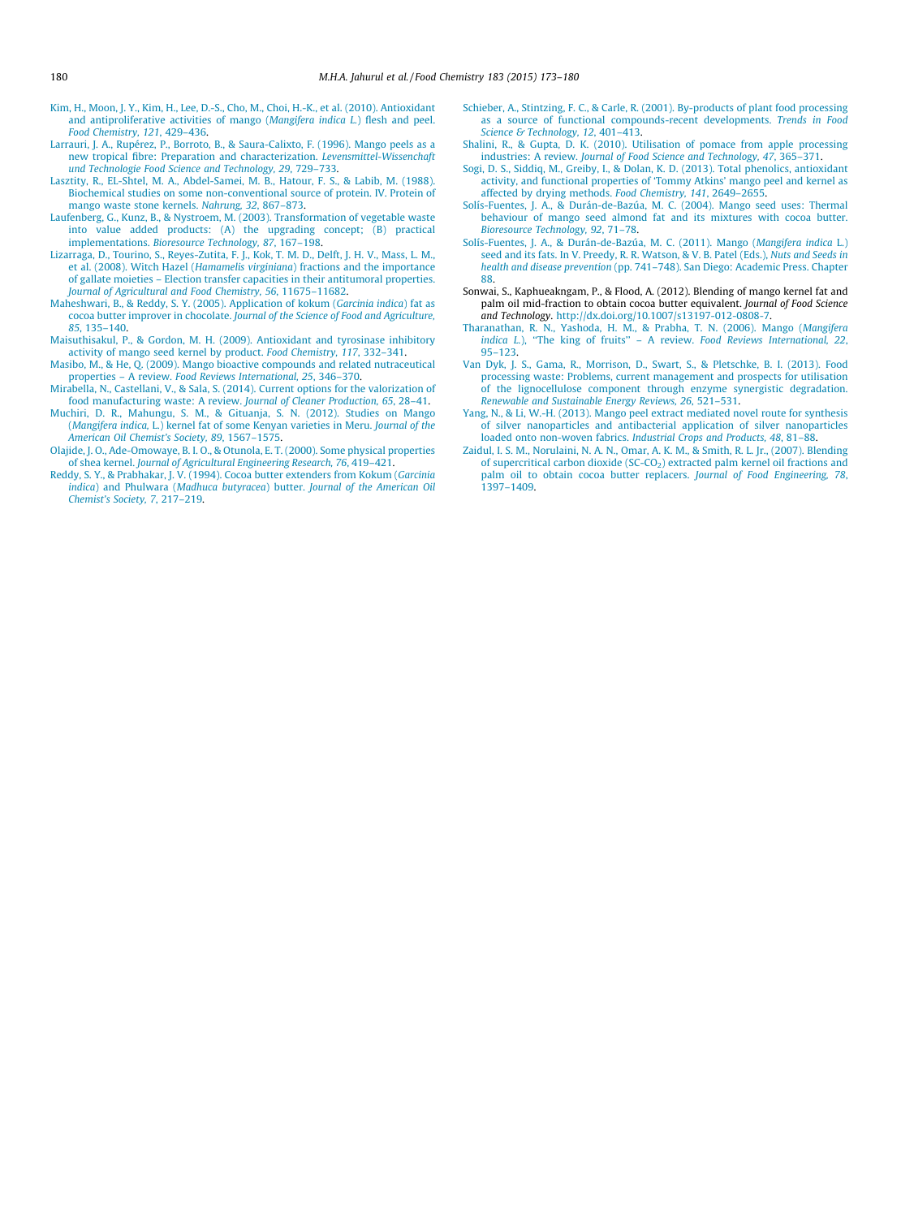Kim, H., Moon, J. Y., Kim, H., Lee, D.-S., Cho, M., Choi, H.-K., et al. (2010). Antioxidant and antiproliferative activities of mango (*Mangifera indica L.*) flesh and peel. *Food Chemistry, 121*, 429–436.

Larrauri, J. A., Rupérez, P., Borroto, B., & Saura-Calixto, F. (1996). Mango peels as a new tropical fibre: Preparation and characterization. *Levensmittel-Wissenchaft und Technologie Food Science and Technology, 29*, 729–733.

Lasztity, R., EL-Shtel, M. A., Abdel-Samei, M. B., Hatour, F. S., & Labib, M. (1988). Biochemical studies on some non-conventional source of protein. IV. Protein of mango waste stone kernels. *Nahrung, 32*, 867–873.

Laufenberg, G., Kunz, B., & Nystroem, M. (2003). Transformation of vegetable waste into value added products: (A) the upgrading concept; (B) practical implementations. *Bioresource Technology, 87*, 167–198.

Lizarraga, D., Tourino, S., Reyes-Zutita, F. J., Kok, T. M. D., Delft, J. H. V., Mass, L. M., et al. (2008). Witch Hazel (*Hamamelis virginiana*) fractions and the importance of gallate moieties – Election transfer capacities in their antitumoral properties. *Journal of Agricultural and Food Chemistry, 56*, 11675–11682.

Maheshwari, B., & Reddy, S. Y. (2005). Application of kokum (*Garcinia indica*) fat as cocoa butter improver in chocolate. *Journal of the Science of Food and Agriculture, 85*, 135–140.

Maisuthisakul, P., & Gordon, M. H. (2009). Antioxidant and tyrosinase inhibitory activity of mango seed kernel by product. *Food Chemistry, 117*, 332–341.

Masibo, M., & He, Q. (2009). Mango bioactive compounds and related nutraceutical properties – A review. *Food Reviews International, 25*, 346–370.

Mirabella, N., Castellani, V., & Sala, S. (2014). Current options for the valorization of food manufacturing waste: A review. *Journal of Cleaner Production, 65*, 28–41.

Muchiri, D. R., Mahungu, S. M., & Gituanja, S. N. (2012). Studies on Mango (*Mangifera indica*, L.) kernel fat of some Kenyan varieties in Meru. *Journal of the American Oil Chemist's Society, 89*, 1567–1575.

Olajide, J. O., Ade-Omowaye, B. I. O., & Otunola, E. T. (2000). Some physical properties of shea kernel. *Journal of Agricultural Engineering Research, 76*, 419–421.

Reddy, S. Y., & Prabhakar, J. V. (1994). Cocoa butter extenders from Kokum (*Garcinia indica*) and Phulwara (*Madhuca butyracea*) butter. *Journal of the American Oil Chemist's Society, 7*, 217–219.

Schieber, A., Stintzing, F. C., & Carle, R. (2001). By-products of plant food processing as a source of functional compounds-recent developments. *Trends in Food Science & Technology, 12*, 401–413.

Shalini, R., & Gupta, D. K. (2010). Utilisation of pomace from apple processing industries: A review. *Journal of Food Science and Technology, 47*, 365–371.

Sogi, D. S., Siddiq, M., Greiby, I., & Dolan, K. D. (2013). Total phenolics, antioxidant activity, and functional properties of 'Tommy Atkins' mango peel and kernel as affected by drying methods. *Food Chemistry, 141*, 2649–2655.

Solís-Fuentes, J. A., & Durán-de-Bazúa, M. C. (2004). Mango seed uses: Thermal behaviour of mango seed almond fat and its mixtures with cocoa butter. *Bioresource Technology, 92*, 71–78.

Solís-Fuentes, J. A., & Durán-de-Bazúa, M. C. (2011). Mango (*Mangifera indica* L.) seed and its fats. In V. Preedy, R. R. Watson, & V. B. Patel (Eds.), *Nuts and Seeds in health and disease prevention* (pp. 741–748). San Diego: Academic Press. Chapter 88.

Sonwai, S., Kaphueakngam, P., & Flood, A. (2012). Blending of mango kernel fat and palm oil mid-fraction to obtain cocoa butter equivalent. *Journal of Food Science and Technology*. http://dx.doi.org/10.1007/s13197-012-0808-7.

Tharanathan, R. N., Yashoda, H. M., & Prabha, T. N. (2006). Mango (*Mangifera indica L.*), "The king of fruits" – A review. *Food Reviews International, 22*, 95–123.

Van Dyk, J. S., Gama, R., Morrison, D., Swart, S., & Pletschke, B. I. (2013). Food processing waste: Problems, current management and prospects for utilisation of the lignocellulose component through enzyme synergistic degradation. *Renewable and Sustainable Energy Reviews, 26*, 521–531.

Yang, N., & Li, W.-H. (2013). Mango peel extract mediated novel route for synthesis of silver nanoparticles and antibacterial application of silver nanoparticles loaded onto non-woven fabrics. *Industrial Crops and Products, 48*, 81–88.

Zaidul, I. S. M., Norulaini, N. A. N., Omar, A. K. M., & Smith, R. L. Jr., (2007). Blending of supercritical carbon dioxide (SC-$CO_2$) extracted palm kernel oil fractions and palm oil to obtain cocoa butter replacers. *Journal of Food Engineering, 78*, 1397–1409.